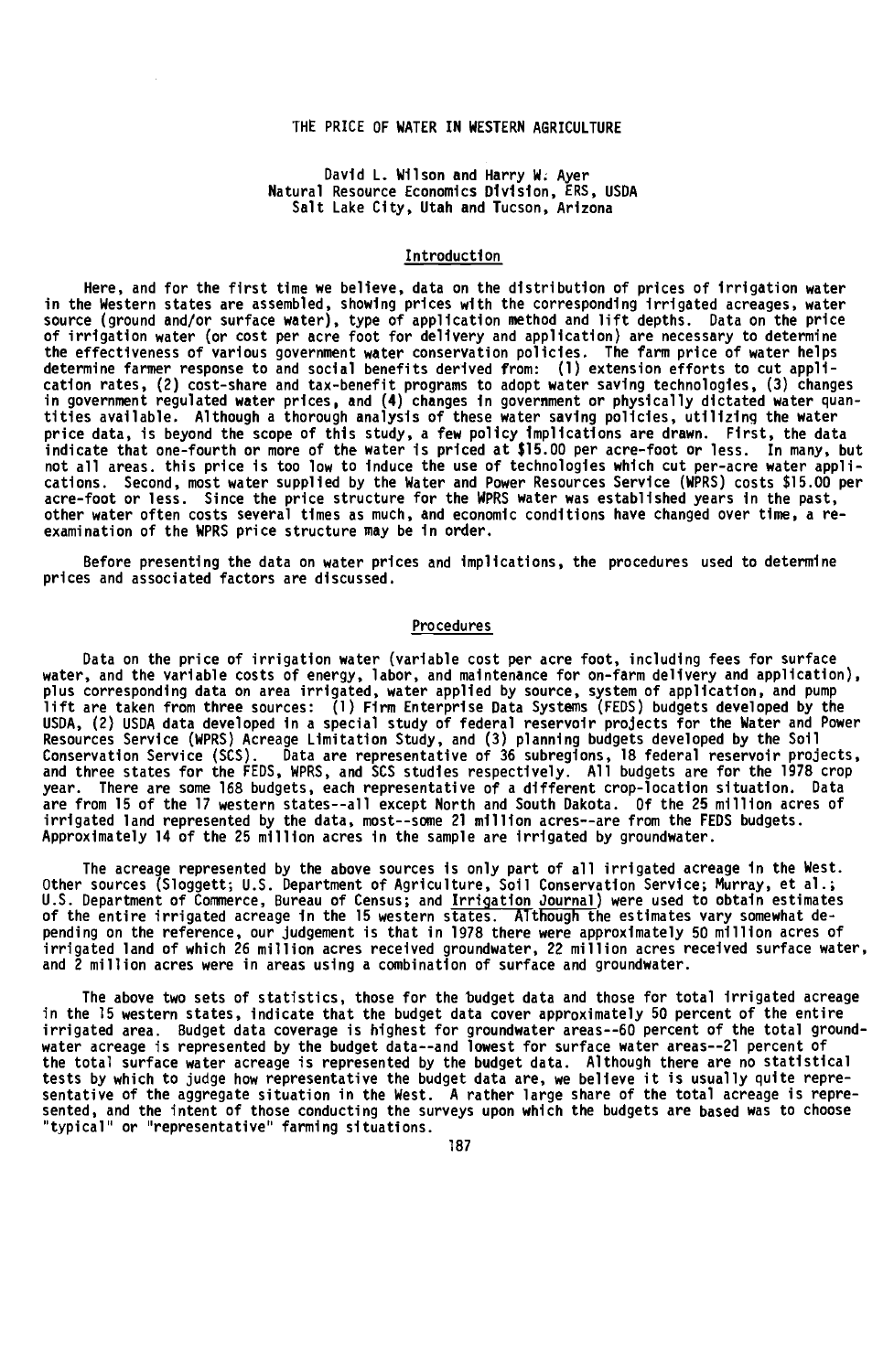# THE PRICE OF WATER IN WESTERN AGRICULTURE

David L. Wilson and Harry W. Ayer
Natural Resource Economics Division, ERS, USDA
Salt Lake City, Utah and Tucson, Arizona

## Introduction

Here, and for the first time we believe, data on the distribution of prices of irrigation water in the Western states are assembled, showing prices with the corresponding irrigated acreages, water source (ground and/or surface water), type of application method and lift depths. Data on the price of irrigation water (or cost per acre foot for delivery and application) are necessary to determine the effectiveness of various government water conservation policies. The farm price of water helps determine farmer response to and social benefits derived from: (1) extension efforts to cut application rates, (2) cost-share and tax-benefit programs to adopt water saving technologies, (3) changes in government regulated water prices, and (4) changes in government or physically dictated water quantities available. Although a thorough analysis of these water saving policies, utilizing the water price data, is beyond the scope of this study, a few policy implications are drawn. First, the data indicate that one-fourth or more of the water is priced at $15.00 per acre-foot or less. In many, but not all areas. this price is too low to induce the use of technologies which cut per-acre water applications. Second, most water supplied by the Water and Power Resources Service (WPRS) costs $15.00 per acre-foot or less. Since the price structure for the WPRS water was established years in the past, other water often costs several times as much, and economic conditions have changed over time, a reexamination of the WPRS price structure may be in order.

Before presenting the data on water prices and implications, the procedures used to determine prices and associated factors are discussed.

## Procedures

Data on the price of irrigation water (variable cost per acre foot, including fees for surface water, and the variable costs of energy, labor, and maintenance for on-farm delivery and application), plus corresponding data on area irrigated, water applied by source, system of application, and pump lift are taken from three sources: (1) Firm Enterprise Data Systems (FEDS) budgets developed by the USDA, (2) USDA data developed in a special study of federal reservoir projects for the Water and Power Resources Service (WPRS) Acreage Limitation Study, and (3) planning budgets developed by the Soil Conservation Service (SCS). Data are representative of 36 subregions, 18 federal reservoir projects, and three states for the FEDS, WPRS, and SCS studies respectively. All budgets are for the 1978 crop year. There are some 168 budgets, each representative of a different crop-location situation. Data are from 15 of the 17 western states--all except North and South Dakota. Of the 25 million acres of irrigated land represented by the data, most--some 21 million acres--are from the FEDS budgets. Approximately 14 of the 25 million acres in the sample are irrigated by groundwater.

The acreage represented by the above sources is only part of all irrigated acreage in the West. Other sources (Sloggett; U.S. Department of Agriculture, Soil Conservation Service; Murray, et al.; U.S. Department of Commerce, Bureau of Census; and _Irrigation Journal_) were used to obtain estimates of the entire irrigated acreage in the 15 western states. Although the estimates vary somewhat depending on the reference, our judgement is that in 1978 there were approximately 50 million acres of irrigated land of which 26 million acres received groundwater, 22 million acres received surface water, and 2 million acres were in areas using a combination of surface and groundwater.

The above two sets of statistics, those for the budget data and those for total irrigated acreage in the 15 western states, indicate that the budget data cover approximately 50 percent of the entire irrigated area. Budget data coverage is highest for groundwater areas--60 percent of the total groundwater acreage is represented by the budget data--and lowest for surface water areas--21 percent of the total surface water acreage is represented by the budget data. Although there are no statistical tests by which to judge how representative the budget data are, we believe it is usually quite representative of the aggregate situation in the West. A rather large share of the total acreage is represented, and the intent of those conducting the surveys upon which the budgets are based was to choose "typical" or "representative" farming situations.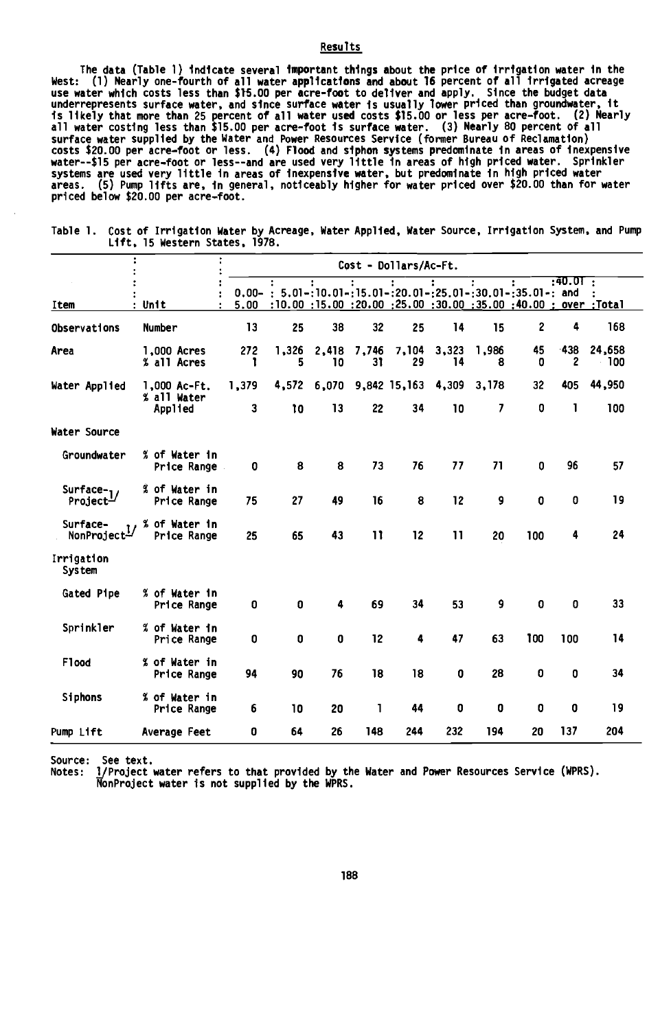## Results

The data (Table 1) indicate several important things about the price of irrigation water in the West: (1) Nearly one-fourth of all water applications and about 16 percent of all irrigated acreage use water which costs less than $15.00 per acre-foot to deliver and apply. Since the budget data underrepresents surface water, and since surface water is usually lower priced than groundwater, it is likely that more than 25 percent of all water used costs $15.00 or less per acre-foot. (2) Nearly all water costing less than $15.00 per acre-foot is surface water. (3) Nearly 80 percent of all surface water supplied by the Water and Power Resources Service (former Bureau of Reclamation) costs $20.00 per acre-foot or less. (4) Flood and siphon systems predominate in areas of inexpensive water--$15 per acre-foot or less--and are used very little in areas of high priced water. Sprinkler systems are used very little in areas of inexpensive water, but predominate in high priced water areas. (5) Pump lifts are, in general, noticeably higher for water priced over $20.00 than for water priced below $20.00 per acre-foot.

Table 1. Cost of Irrigation Water by Acreage, Water Applied, Water Source, Irrigation System, and Pump Lift, 15 Western States, 1978.

| Item | Unit | Cost - Dollars/Ac-Ft. | | | | | | | | | |
|---|---|---|---|---|---|---|---|---|---|---|---|
| | | 0.00-5.00 | 5.01-10.00 | 10.01-15.00 | 15.01-20.00 | 20.01-25.00 | 25.01-30.00 | 30.01-35.00 | 35.01-40.00 | 40.01 and over | Total |
| Observations | Number | 13 | 25 | 38 | 32 | 25 | 14 | 15 | 2 | 4 | 168 |
| Area | 1,000 Acres | 272 | 1,326 | 2,418 | 7,746 | 7,104 | 3,323 | 1,986 | 45 | 438 | 24,658 |
| | % all Acres | 1 | 5 | 10 | 31 | 29 | 14 | 8 | 0 | 2 | 100 |
| Water Applied | 1,000 Ac-Ft. | 1,379 | 4,572 | 6,070 | 9,842 | 15,163 | 4,309 | 3,178 | 32 | 405 | 44,950 |
| | % all Water Applied | 3 | 10 | 13 | 22 | 34 | 10 | 7 | 0 | 1 | 100 |
| Water Source | | | | | | | | | | | |
| Groundwater | % of Water in Price Range | 0 | 8 | 8 | 73 | 76 | 77 | 71 | 0 | 96 | 57 |
| Surface-Project[1] | % of Water in Price Range | 75 | 27 | 49 | 16 | 8 | 12 | 9 | 0 | 0 | 19 |
| Surface-NonProject[1] | % of Water in Price Range | 25 | 65 | 43 | 11 | 12 | 11 | 20 | 100 | 4 | 24 |
| Irrigation System | | | | | | | | | | | |
| Gated Pipe | % of Water in Price Range | 0 | 0 | 4 | 69 | 34 | 53 | 9 | 0 | 0 | 33 |
| Sprinkler | % of Water in Price Range | 0 | 0 | 0 | 12 | 4 | 47 | 63 | 100 | 100 | 14 |
| Flood | % of Water in Price Range | 94 | 90 | 76 | 18 | 18 | 0 | 28 | 0 | 0 | 34 |
| Siphons | % of Water in Price Range | 6 | 10 | 20 | 1 | 44 | 0 | 0 | 0 | 0 | 19 |
| Pump Lift | Average Feet | 0 | 64 | 26 | 148 | 244 | 232 | 194 | 20 | 137 | 204 |

Source: See text.

Notes: 1/Project water refers to that provided by the Water and Power Resources Service (WPRS). NonProject water is not supplied by the WPRS.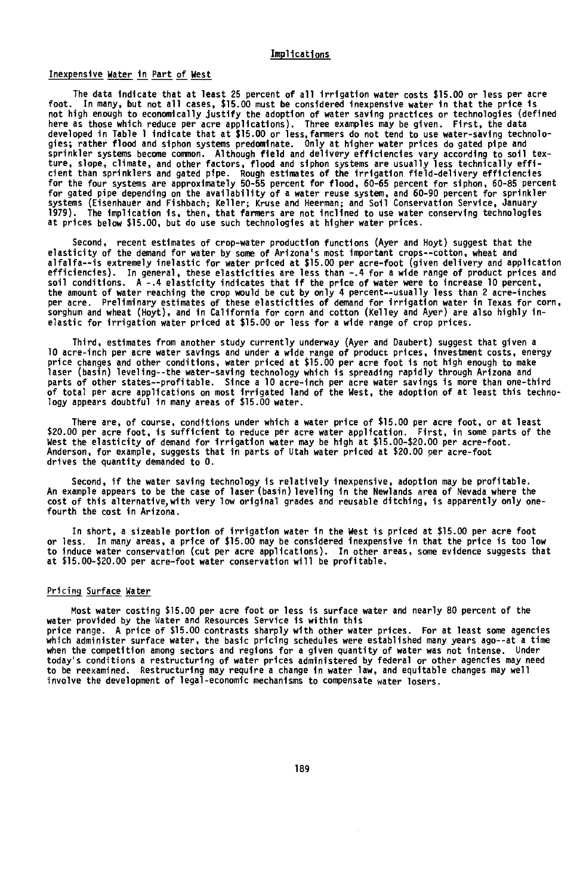## Implications

### Inexpensive Water in Part of West

The data indicate that at least 25 percent of all irrigation water costs $15.00 or less per acre foot. In many, but not all cases, $15.00 must be considered inexpensive water in that the price is not high enough to economically justify the adoption of water saving practices or technologies (defined here as those which reduce per acre applications). Three examples may be given. First, the data developed in Table 1 indicate that at $15.00 or less, farmers do not tend to use water-saving technologies; rather flood and siphon systems predominate. Only at higher water prices do gated pipe and sprinkler systems become common. Although field and delivery efficiencies vary according to soil texture, slope, climate, and other factors, flood and siphon systems are usually less technically efficient than sprinklers and gated pipe. Rough estimates of the irrigation field-delivery efficiencies for the four systems are approximately 50-55 percent for flood, 60-65 percent for siphon, 60-85 percent for gated pipe depending on the availability of a water reuse system, and 60-90 percent for sprinkler systems (Eisenhauer and Fishbach; Keller; Kruse and Heerman; and Soil Conservation Service, January 1979). The implication is, then, that farmers are not inclined to use water conserving technologies at prices below $15.00, but do use such technologies at higher water prices.

Second, recent estimates of crop-water production functions (Ayer and Hoyt) suggest that the elasticity of the demand for water by some of Arizona's most important crops--cotton, wheat and alfalfa--is extremely inelastic for water priced at $15.00 per acre-foot (given delivery and application efficiencies). In general, these elasticities are less than -.4 for a wide range of product prices and soil conditions. A -.4 elasticity indicates that if the price of water were to increase 10 percent, the amount of water reaching the crop would be cut by only 4 percent--usually less than 2 acre-inches per acre. Preliminary estimates of these elasticities of demand for irrigation water in Texas for corn, sorghum and wheat (Hoyt), and in California for corn and cotton (Kelley and Ayer) are also highly inelastic for irrigation water priced at $15.00 or less for a wide range of crop prices.

Third, estimates from another study currently underway (Ayer and Daubert) suggest that given a 10 acre-inch per acre water savings and under a wide range of product prices, investment costs, energy price changes and other conditions, water priced at $15.00 per acre foot is not high enough to make laser (basin) leveling--the water-saving technology which is spreading rapidly through Arizona and parts of other states--profitable. Since a 10 acre-inch per acre water savings is more than one-third of total per acre applications on most irrigated land of the West, the adoption of at least this technology appears doubtful in many areas of $15.00 water.

There are, of course, conditions under which a water price of $15.00 per acre foot, or at least $20.00 per acre foot, is sufficient to reduce per acre water application. First, in some parts of the West the elasticity of demand for irrigation water may be high at $15.00-$20.00 per acre-foot. Anderson, for example, suggests that in parts of Utah water priced at $20.00 per acre-foot drives the quantity demanded to 0.

Second, if the water saving technology is relatively inexpensive, adoption may be profitable. An example appears to be the case of laser (basin) leveling in the Newlands area of Nevada where the cost of this alternative, with very low original grades and reusable ditching, is apparently only one-fourth the cost in Arizona.

In short, a sizeable portion of irrigation water in the West is priced at $15.00 per acre foot or less. In many areas, a price of $15.00 may be considered inexpensive in that the price is too low to induce water conservation (cut per acre applications). In other areas, some evidence suggests that at $15.00-$20.00 per acre-foot water conservation will be profitable.

### Pricing Surface Water

Most water costing $15.00 per acre foot or less is surface water and nearly 80 percent of the water provided by the Water and Resources Service is within this price range. A price of $15.00 contrasts sharply with other water prices. For at least some agencies which administer surface water, the basic pricing schedules were established many years ago--at a time when the competition among sectors and regions for a given quantity of water was not intense. Under today's conditions a restructuring of water prices administered by federal or other agencies may need to be reexamined. Restructuring may require a change in water law, and equitable changes may well involve the development of legal-economic mechanisms to compensate water losers.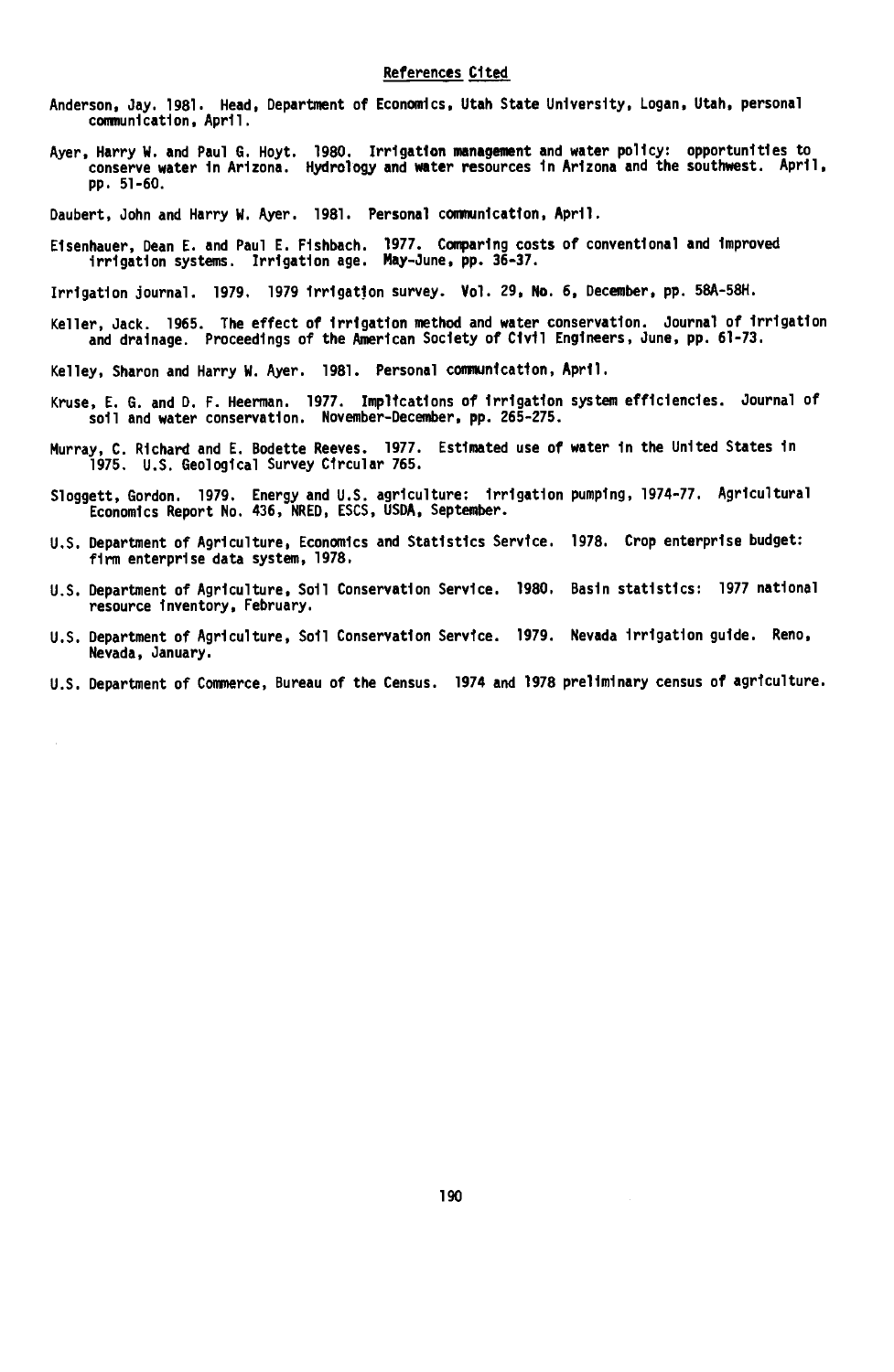## References Cited

Anderson, Jay. 1981. Head, Department of Economics, Utah State University, Logan, Utah, personal communication, April.

Ayer, Harry W. and Paul G. Hoyt. 1980. Irrigation management and water policy: opportunities to conserve water in Arizona. Hydrology and water resources in Arizona and the southwest. April, pp. 51-60.

Daubert, John and Harry W. Ayer. 1981. Personal communication, April.

Eisenhauer, Dean E. and Paul E. Fishbach. 1977. Comparing costs of conventional and improved irrigation systems. Irrigation age. May-June, pp. 36-37.

Irrigation journal. 1979. 1979 irrigation survey. Vol. 29, No. 6, December, pp. 58A-58H.

Keller, Jack. 1965. The effect of irrigation method and water conservation. Journal of irrigation and drainage. Proceedings of the American Society of Civil Engineers, June, pp. 61-73.

Kelley, Sharon and Harry W. Ayer. 1981. Personal communication, April.

Kruse, E. G. and D. F. Heerman. 1977. Implications of irrigation system efficiencies. Journal of soil and water conservation. November-December, pp. 265-275.

Murray, C. Richard and E. Bodette Reeves. 1977. Estimated use of water in the United States in 1975. U.S. Geological Survey Circular 765.

Sloggett, Gordon. 1979. Energy and U.S. agriculture: irrigation pumping, 1974-77. Agricultural Economics Report No. 436, NRED, ESCS, USDA, September.

U.S. Department of Agriculture, Economics and Statistics Service. 1978. Crop enterprise budget: firm enterprise data system, 1978.

U.S. Department of Agriculture, Soil Conservation Service. 1980. Basin statistics: 1977 national resource inventory, February.

U.S. Department of Agriculture, Soil Conservation Service. 1979. Nevada irrigation guide. Reno, Nevada, January.

U.S. Department of Commerce, Bureau of the Census. 1974 and 1978 preliminary census of agriculture.